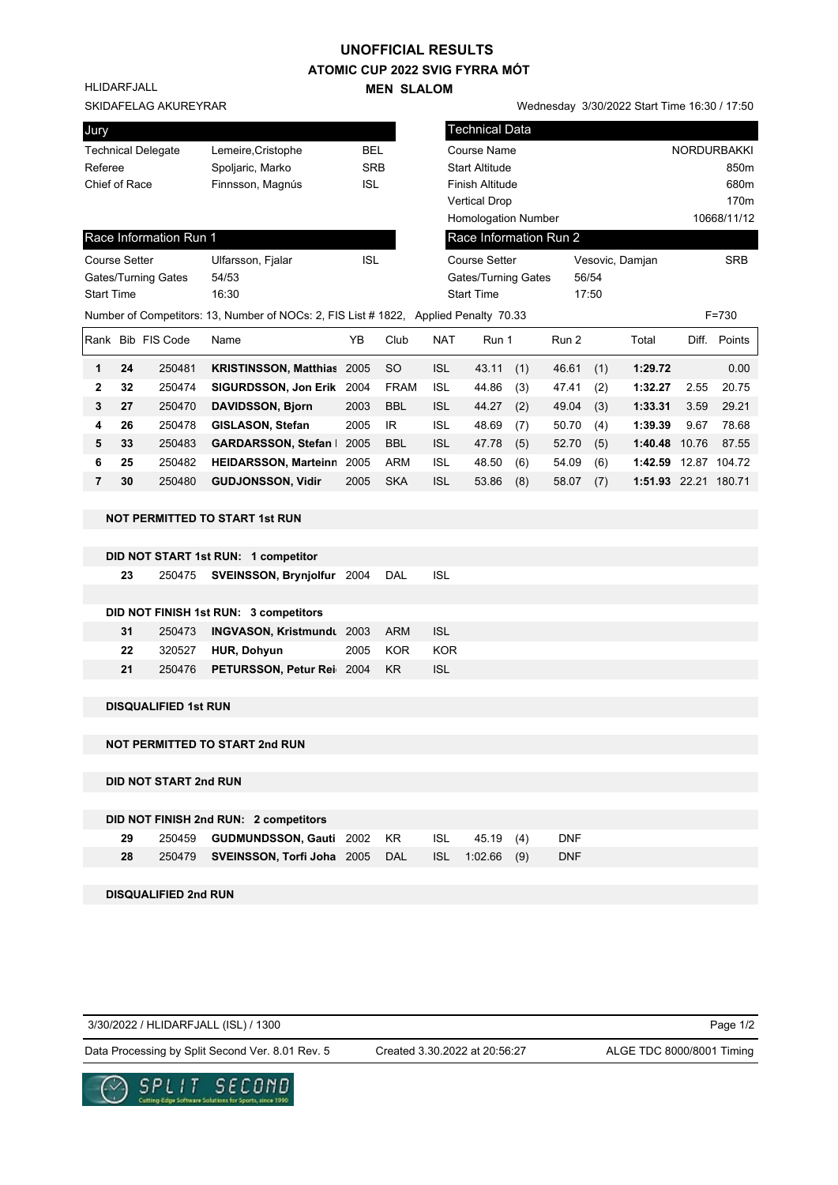# UNOFFICIAL RESULTS
## ATOMIC CUP 2022 SVIG FYRRA MÓT
## MEN SLALOM

HLIDARFJALL
SKIDAFELAG AKUREYRAR

Wednesday 3/30/2022 Start Time 16:30 / 17:50

| Jury | | |
|---|---|---|
| Technical Delegate | Lemeire,Cristophe | BEL |
| Referee | Spoljaric, Marko | SRB |
| Chief of Race | Finnsson, Magnús | ISL |

| Technical Data | |
|---|---|
| Course Name | NORDURBAKKI |
| Start Altitude | 850m |
| Finish Altitude | 680m |
| Vertical Drop | 170m |
| Homologation Number | 10668/11/12 |

| Race Information Run 1 | | |
|---|---|---|
| Course Setter | Ulfarsson, Fjalar | ISL |
| Gates/Turning Gates | 54/53 | |
| Start Time | 16:30 | |

| Race Information Run 2 | | |
|---|---|---|
| Course Setter | Vesovic, Damjan | SRB |
| Gates/Turning Gates | 56/54 | |
| Start Time | 17:50 | |

Number of Competitors: 13, Number of NOCs: 2, FIS List # 1822, Applied Penalty 70.33 F=730

| Rank | Bib | FIS Code | Name | YB | Club | NAT | Run 1 | | Run 2 | | Total | Diff. | Points |
|---|---|---|---|---|---|---|---|---|---|---|---|---|---|
| 1 | 24 | 250481 | KRISTINSSON, Matthias | 2005 | SO | ISL | 43.11 | (1) | 46.61 | (1) | 1:29.72 | | 0.00 |
| 2 | 32 | 250474 | SIGURDSSON, Jon Erik | 2004 | FRAM | ISL | 44.86 | (3) | 47.41 | (2) | 1:32.27 | 2.55 | 20.75 |
| 3 | 27 | 250470 | DAVIDSSON, Bjorn | 2003 | BBL | ISL | 44.27 | (2) | 49.04 | (3) | 1:33.31 | 3.59 | 29.21 |
| 4 | 26 | 250478 | GISLASON, Stefan | 2005 | IR | ISL | 48.69 | (7) | 50.70 | (4) | 1:39.39 | 9.67 | 78.68 |
| 5 | 33 | 250483 | GARDARSSON, Stefan I | 2005 | BBL | ISL | 47.78 | (5) | 52.70 | (5) | 1:40.48 | 10.76 | 87.55 |
| 6 | 25 | 250482 | HEIDARSSON, Marteinn | 2005 | ARM | ISL | 48.50 | (6) | 54.09 | (6) | 1:42.59 | 12.87 | 104.72 |
| 7 | 30 | 250480 | GUDJONSSON, Vidir | 2005 | SKA | ISL | 53.86 | (8) | 58.07 | (7) | 1:51.93 | 22.21 | 180.71 |

**NOT PERMITTED TO START 1st RUN**

**DID NOT START 1st RUN: 1 competitor**

| Bib | FIS Code | Name | YB | Club | NAT |
|---|---|---|---|---|---|
| 23 | 250475 | SVEINSSON, Brynjolfur | 2004 | DAL | ISL |

**DID NOT FINISH 1st RUN: 3 competitors**

| Bib | FIS Code | Name | YB | Club | NAT |
|---|---|---|---|---|---|
| 31 | 250473 | INGVASON, Kristmundu | 2003 | ARM | ISL |
| 22 | 320527 | HUR, Dohyun | 2005 | KOR | KOR |
| 21 | 250476 | PETURSSON, Petur Rei | 2004 | KR | ISL |

**DISQUALIFIED 1st RUN**

**NOT PERMITTED TO START 2nd RUN**

**DID NOT START 2nd RUN**

**DID NOT FINISH 2nd RUN: 2 competitors**

| Bib | FIS Code | Name | YB | Club | NAT | Run 1 | | Run 2 |
|---|---|---|---|---|---|---|---|---|
| 29 | 250459 | GUDMUNDSSON, Gauti | 2002 | KR | ISL | 45.19 | (4) | DNF |
| 28 | 250479 | SVEINSSON, Torfi Joha | 2005 | DAL | ISL | 1:02.66 | (9) | DNF |

**DISQUALIFIED 2nd RUN**

3/30/2022 / HLIDARFJALL (ISL) / 1300

Data Processing by Split Second Ver. 8.01 Rev. 5 Created 3.30.2022 at 20:56:27 ALGE TDC 8000/8001 Timing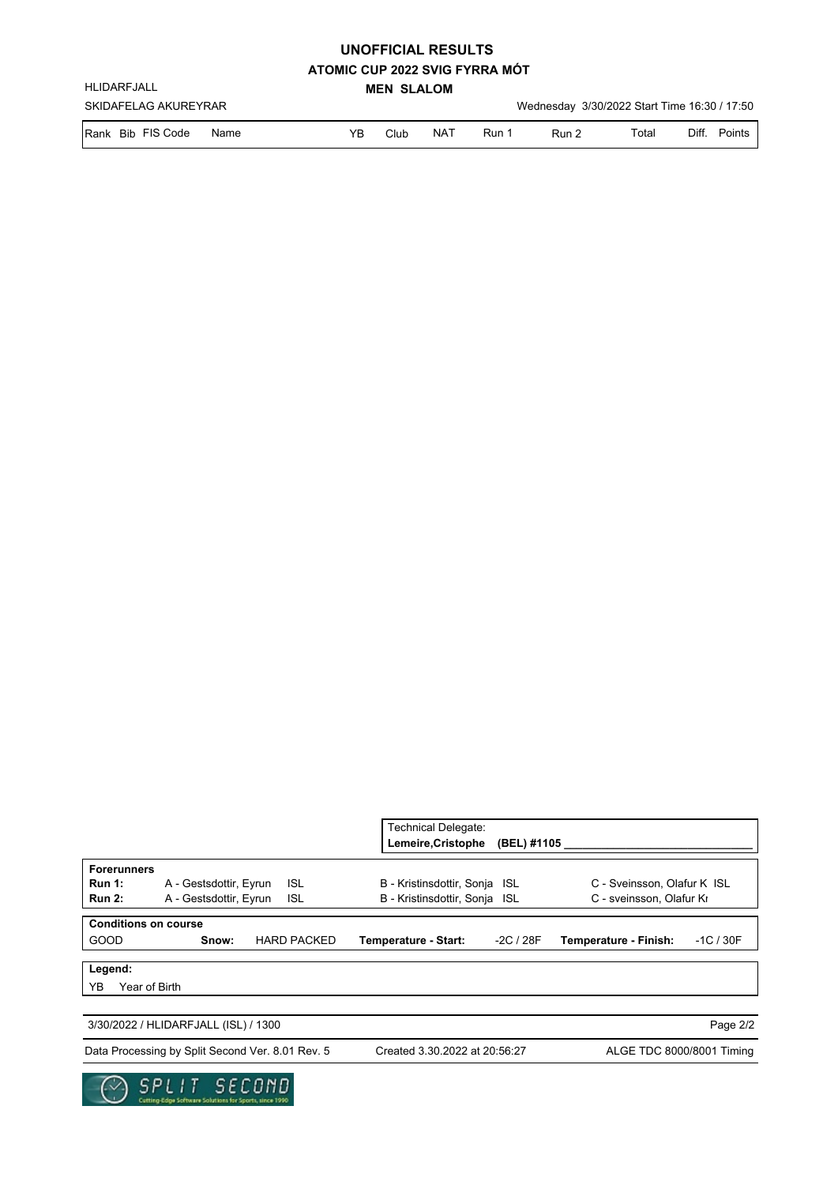# UNOFFICIAL RESULTS

## ATOMIC CUP 2022 SVIG FYRRA MÓT

### MEN SLALOM

HLIDARFJALL

SKIDAFELAG AKUREYRAR

Wednesday 3/30/2022 Start Time 16:30 / 17:50

| Rank | Bib | FIS Code | Name | YB | Club | NAT | Run 1 | Run 2 | Total | Diff. | Points |
|---|---|---|---|---|---|---|---|---|---|---|---|

| Technical Delegate: | |
|---|---|
| **Lemeire,Cristophe** | **(BEL) #1105** |

| **Forerunners** | | | | |
|---|---|---|---|---|
| **Run 1:** | A - Gestsdottir, Eyrun | ISL | B - Kristinsdottir, Sonja ISL | C - Sveinsson, Olafur K ISL |
| **Run 2:** | A - Gestsdottir, Eyrun | ISL | B - Kristinsdottir, Sonja ISL | C - sveinsson, Olafur Kr |

| **Conditions on course** | | | | | | |
|---|---|---|---|---|---|---|
| GOOD | **Snow:** | HARD PACKED | **Temperature - Start:** | -2C / 28F | **Temperature - Finish:** | -1C / 30F |

**Legend:**

YB Year of Birth

3/30/2022 / HLIDARFJALL (ISL) / 1300

Data Processing by Split Second Ver. 8.01 Rev. 5 | Created 3.30.2022 at 20:56:27 | ALGE TDC 8000/8001 Timing